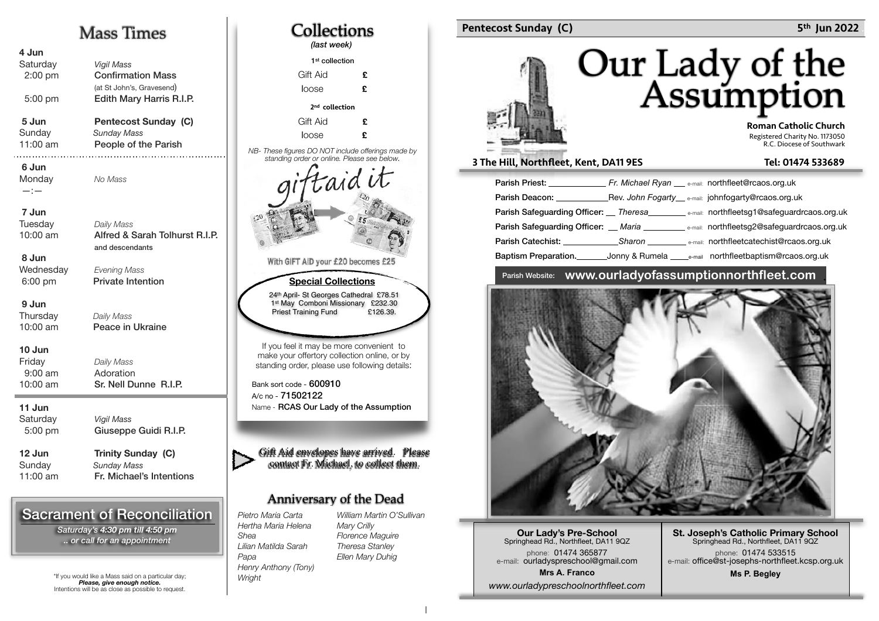# Mass Times

| | | |
|---|---|---|
| **4 Jun** | | |
| Saturday | *Vigil Mass* | |
| 2:00 pm | Confirmation Mass (at St John's, Gravesend) | |
| 5:00 pm | Edith Mary Harris R.I.P. | |
| **5 Jun** | **Pentecost Sunday (C)** | |
| Sunday | *Sunday Mass* | |
| 11:00 am | People of the Parish | |
| **6 Jun** | | |
| Monday | *No Mass* | |
| —:— | | |
| **7 Jun** | | |
| Tuesday | *Daily Mass* | |
| 10:00 am | Alfred & Sarah Tolhurst R.I.P. and descendants | |
| **8 Jun** | | |
| Wednesday | *Evening Mass* | |
| 6:00 pm | Private Intention | |
| **9 Jun** | | |
| Thursday | *Daily Mass* | |
| 10:00 am | Peace in Ukraine | |
| **10 Jun** | | |
| Friday | *Daily Mass* | |
| 9:00 am | Adoration | |
| 10:00 am | Sr. Nell Dunne R.I.P. | |
| **11 Jun** | | |
| Saturday | *Vigil Mass* | |
| 5:00 pm | Giuseppe Guidi R.I.P. | |
| **12 Jun** | **Trinity Sunday (C)** | |
| Sunday | *Sunday Mass* | |
| 11:00 am | Fr. Michael's Intentions | |

## Sacrament of Reconciliation

*Saturday's 4:30 pm till 4:50 pm*
*.. or call for an appointment*

*If you would like a Mass said on a particular day; ***Please, give enough notice.*** Intentions will be as close as possible to request.

# Collections

*(last week)*

**1st collection**

| | |
|---|---|
| Gift Aid | £ |
| loose | £ |

**2nd collection**

| | |
|---|---|
| Gift Aid | £ |
| loose | £ |

*NB- These figures DO NOT include offerings made by standing order or online. Please see below.*

giftaid it

With GIFT AID your £20 becomes £25

**Special Collections**

24th April- St Georges Cathedral £78.51
1st May Comboni Missionary £232.30
Priest Training Fund £126.39.

If you feel it may be more convenient to make your offertory collection online, or by standing order, please use following details:

Bank sort code - **600910**
A/c no - **71502122**
Name - **RCAS Our Lady of the Assumption**

Gift Aid envelopes have arrived. Please contact Fr. Michael, to collect them.

## Anniversary of the Dead

*Pietro Maria Carta*
*Hertha Maria Helena Shea*
*Lilian Matilda Sarah Papa*
*Henry Anthony (Tony) Wright*
*William Martin O'Sullivan*
*Mary Crilly*
*Florence Maguire*
*Theresa Stanley*
*Ellen Mary Duhig*

**Pentecost Sunday (C)** **5th Jun 2022**

# Our Lady of the Assumption

**Roman Catholic Church**
Registered Charity No. 1173050
R.C. Diocese of Southwark

**3 The Hill, Northfleet, Kent, DA11 9ES** **Tel: 01474 533689**

**Parish Priest:** *Fr. Michael Ryan* e-mail: northfleet@rcaos.org.uk
**Parish Deacon:** Rev. *John Fogarty* e-mail: johnfogarty@rcaos.org.uk
**Parish Safeguarding Officer:** *Theresa* e-mail: northfleetsg1@safeguardrcaos.org.uk
**Parish Safeguarding Officer:** *Maria* e-mail: northfleetsg2@safeguardrcaos.org.uk
**Parish Catechist:** *Sharon* e-mail: northfleetcatechist@rcaos.org.uk
**Baptism Preparation.** Jonny & Rumela e-mail northfleetbaptism@rcaos.org.uk

Parish Website: **www.ourladyofassumptionnorthfleet.com**

**Our Lady's Pre-School**
Springhead Rd., Northfleet, DA11 9QZ
phone: 01474 365877
e-mail: ourladyspreschool@gmail.com
**Mrs A. Franco**
*www.ourladypreschoolnorthfleet.com*

**St. Joseph's Catholic Primary School**
Springhead Rd., Northfleet, DA11 9QZ
phone: 01474 533515
e-mail: office@st-josephs-northfleet.kcsp.org.uk
**Ms P. Begley**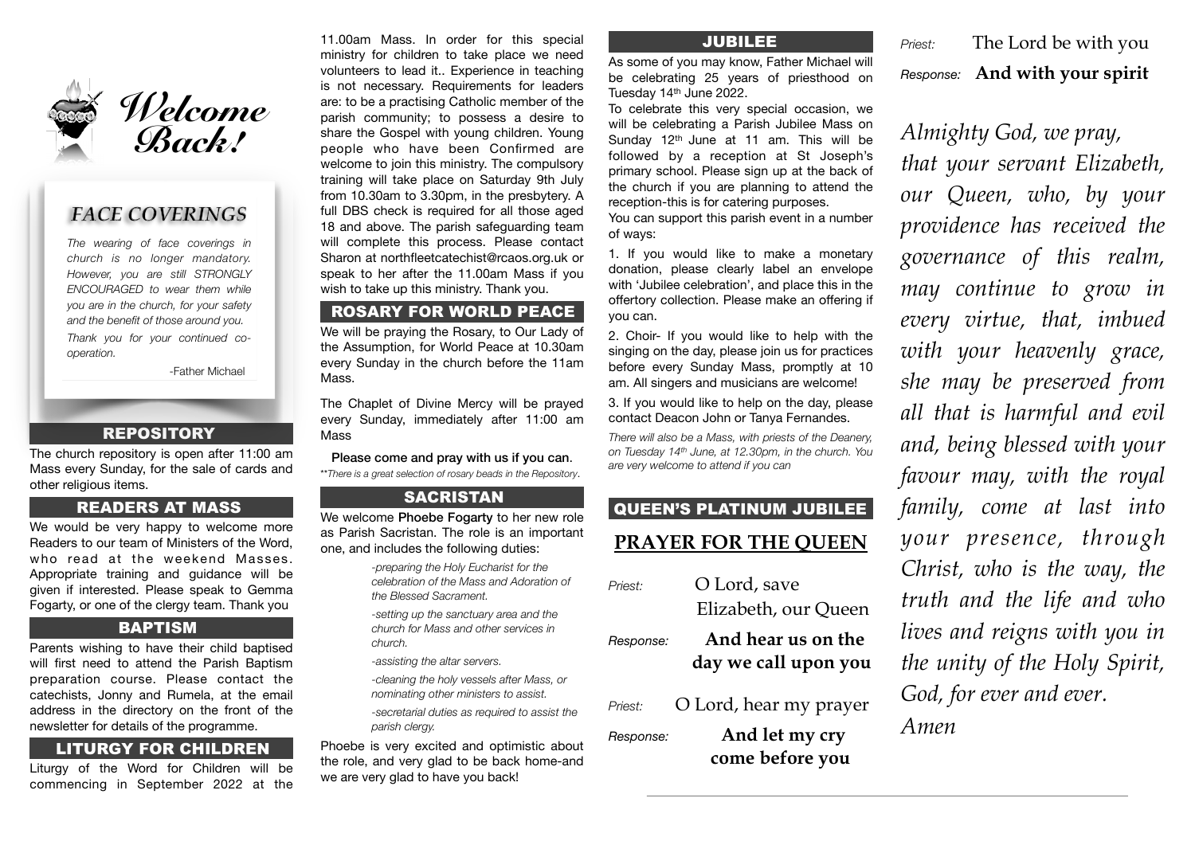# *Welcome Back!*

## *FACE COVERINGS*

*The wearing of face coverings in church is no longer mandatory. However, you are still STRONGLY ENCOURAGED to wear them while you are in the church, for your safety and the benefit of those around you.*

*Thank you for your continued co-operation.*

-Father Michael

## REPOSITORY

The church repository is open after 11:00 am Mass every Sunday, for the sale of cards and other religious items.

## READERS AT MASS

We would be very happy to welcome more Readers to our team of Ministers of the Word, who read at the weekend Masses. Appropriate training and guidance will be given if interested. Please speak to Gemma Fogarty, or one of the clergy team. Thank you

## BAPTISM

Parents wishing to have their child baptised will first need to attend the Parish Baptism preparation course. Please contact the catechists, Jonny and Rumela, at the email address in the directory on the front of the newsletter for details of the programme.

## LITURGY FOR CHILDREN

Liturgy of the Word for Children will be commencing in September 2022 at the 11.00am Mass. In order for this special ministry for children to take place we need volunteers to lead it.. Experience in teaching is not necessary. Requirements for leaders are: to be a practising Catholic member of the parish community; to possess a desire to share the Gospel with young children. Young people who have been Confirmed are welcome to join this ministry. The compulsory training will take place on Saturday 9th July from 10.30am to 3.30pm, in the presbytery. A full DBS check is required for all those aged 18 and above. The parish safeguarding team will complete this process. Please contact Sharon at northfleetcatechist@rcaos.org.uk or speak to her after the 11.00am Mass if you wish to take up this ministry. Thank you.

## ROSARY FOR WORLD PEACE

We will be praying the Rosary, to Our Lady of the Assumption, for World Peace at 10.30am every Sunday in the church before the 11am Mass.

The Chaplet of Divine Mercy will be prayed every Sunday, immediately after 11:00 am Mass

Please come and pray with us if you can.

*\*\*There is a great selection of rosary beads in the Repository.*

## SACRISTAN

We welcome **Phoebe Fogarty** to her new role as Parish Sacristan. The role is an important one, and includes the following duties:

*-preparing the Holy Eucharist for the celebration of the Mass and Adoration of the Blessed Sacrament.*

*-setting up the sanctuary area and the church for Mass and other services in church.*

*-assisting the altar servers.*

*-cleaning the holy vessels after Mass, or nominating other ministers to assist.*

*-secretarial duties as required to assist the parish clergy.*

Phoebe is very excited and optimistic about the role, and very glad to be back home-and we are very glad to have you back!

## JUBILEE

As some of you may know, Father Michael will be celebrating 25 years of priesthood on Tuesday 14th June 2022.

To celebrate this very special occasion, we will be celebrating a Parish Jubilee Mass on Sunday 12th June at 11 am. This will be followed by a reception at St Joseph's primary school. Please sign up at the back of the church if you are planning to attend the reception-this is for catering purposes.

You can support this parish event in a number of ways:

1. If you would like to make a monetary donation, please clearly label an envelope with 'Jubilee celebration', and place this in the offertory collection. Please make an offering if you can.

2. Choir- If you would like to help with the singing on the day, please join us for practices before every Sunday Mass, promptly at 10 am. All singers and musicians are welcome!

3. If you would like to help on the day, please contact Deacon John or Tanya Fernandes.

*There will also be a Mass, with priests of the Deanery, on Tuesday 14th June, at 12.30pm, in the church. You are very welcome to attend if you can*

## QUEEN'S PLATINUM JUBILEE

## PRAYER FOR THE QUEEN

*Priest:* O Lord, save Elizabeth, our Queen

*Response:* **And hear us on the day we call upon you**

*Priest:* O Lord, hear my prayer

*Response:* **And let my cry come before you**

*Priest:* The Lord be with you

*Response:* **And with your spirit**

*Almighty God, we pray, that your servant Elizabeth, our Queen, who, by your providence has received the governance of this realm, may continue to grow in every virtue, that, imbued with your heavenly grace, she may be preserved from all that is harmful and evil and, being blessed with your favour may, with the royal family, come at last into your presence, through Christ, who is the way, the truth and the life and who lives and reigns with you in the unity of the Holy Spirit, God, for ever and ever. Amen*